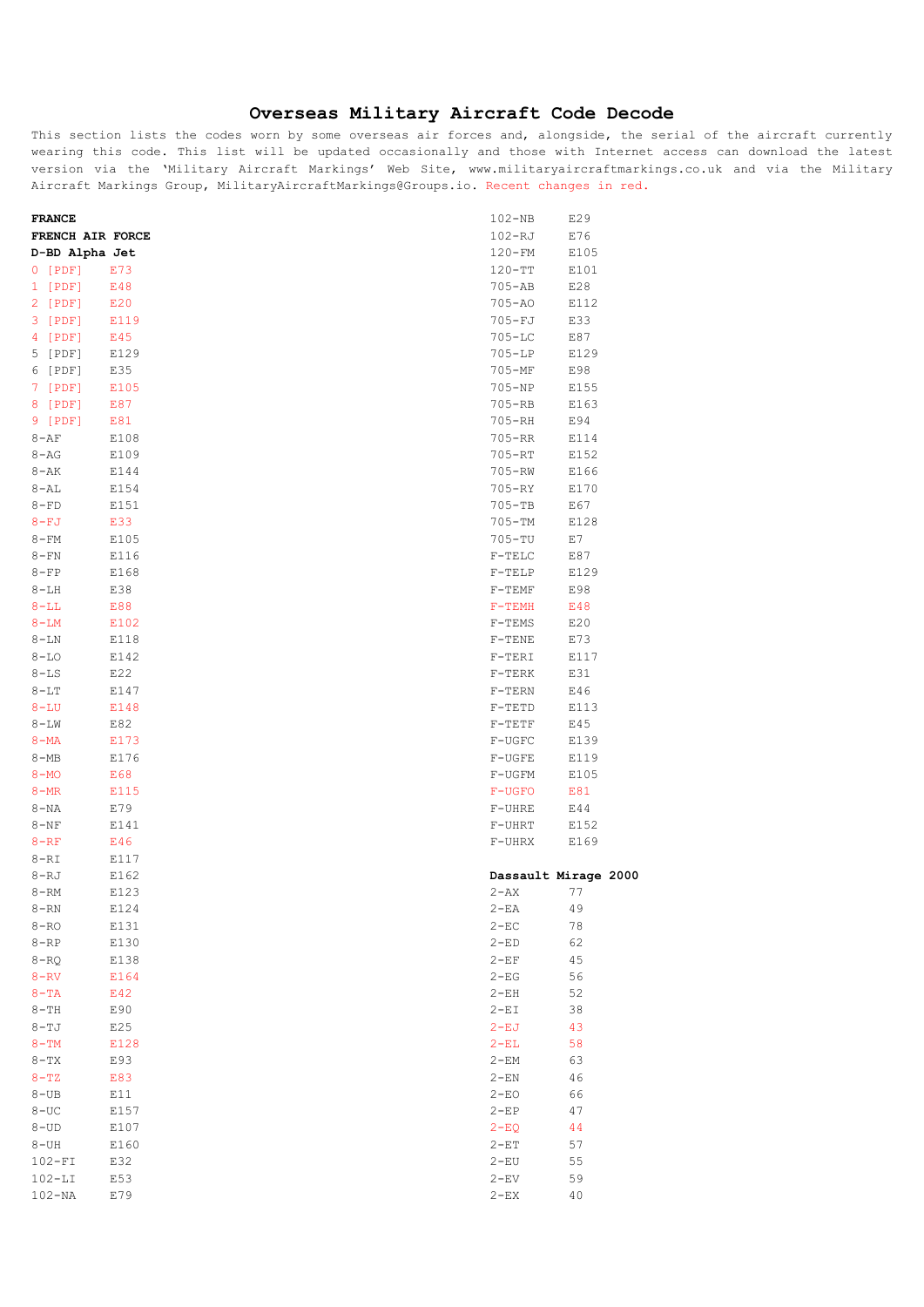# Overseas Military Aircraft Code Decode

This section lists the codes worn by some overseas air forces and, alongside, the serial of the aircraft currently wearing this code. This list will be updated occasionally and those with Internet access can download the latest version via the 'Military Aircraft Markings' Web Site, www.militaryaircraftmarkings.co.uk and via the Military Aircraft Markings Group, MilitaryAircraftMarkings@Groups.io. Recent changes in red.

**FRANCE**

**FRENCH AIR FORCE**

**D-BD Alpha Jet**

| Code | Serial |
|---|---|
| 0 [PDF] | E73 |
| 1 [PDF] | E48 |
| 2 [PDF] | E20 |
| 3 [PDF] | E119 |
| 4 [PDF] | E45 |
| 5 [PDF] | E129 |
| 6 [PDF] | E35 |
| 7 [PDF] | E105 |
| 8 [PDF] | E87 |
| 9 [PDF] | E81 |
| 8-AF | E108 |
| 8-AG | E109 |
| 8-AK | E144 |
| 8-AL | E154 |
| 8-FD | E151 |
| 8-FJ | E33 |
| 8-FM | E105 |
| 8-FN | E116 |
| 8-FP | E168 |
| 8-LH | E38 |
| 8-LL | E88 |
| 8-LM | E102 |
| 8-LN | E118 |
| 8-LO | E142 |
| 8-LS | E22 |
| 8-LT | E147 |
| 8-LU | E148 |
| 8-LW | E82 |
| 8-MA | E173 |
| 8-MB | E176 |
| 8-MO | E68 |
| 8-MR | E115 |
| 8-NA | E79 |
| 8-NF | E141 |
| 8-RF | E46 |
| 8-RI | E117 |
| 8-RJ | E162 |
| 8-RM | E123 |
| 8-RN | E124 |
| 8-RO | E131 |
| 8-RP | E130 |
| 8-RQ | E138 |
| 8-RV | E164 |
| 8-TA | E42 |
| 8-TH | E90 |
| 8-TJ | E25 |
| 8-TM | E128 |
| 8-TX | E93 |
| 8-TZ | E83 |
| 8-UB | E11 |
| 8-UC | E157 |
| 8-UD | E107 |
| 8-UH | E160 |
| 102-FI | E32 |
| 102-LI | E53 |
| 102-NA | E79 |
| 102-NB | E29 |
| 102-RJ | E76 |
| 120-FM | E105 |
| 120-TT | E101 |
| 705-AB | E28 |
| 705-AO | E112 |
| 705-FJ | E33 |
| 705-LC | E87 |
| 705-LP | E129 |
| 705-MF | E98 |
| 705-NP | E155 |
| 705-RB | E163 |
| 705-RH | E94 |
| 705-RR | E114 |
| 705-RT | E152 |
| 705-RW | E166 |
| 705-RY | E170 |
| 705-TB | E67 |
| 705-TM | E128 |
| 705-TU | E7 |
| F-TELC | E87 |
| F-TELP | E129 |
| F-TEMF | E98 |
| F-TEMH | E48 |
| F-TEMS | E20 |
| F-TENE | E73 |
| F-TERI | E117 |
| F-TERK | E31 |
| F-TERN | E46 |
| F-TETD | E113 |
| F-TETF | E45 |
| F-UGFC | E139 |
| F-UGFE | E119 |
| F-UGFM | E105 |
| F-UGFO | E81 |
| F-UHRE | E44 |
| F-UHRT | E152 |
| F-UHRX | E169 |

**Dassault Mirage 2000**

| Code | Serial |
|---|---|
| 2-AX | 77 |
| 2-EA | 49 |
| 2-EC | 78 |
| 2-ED | 62 |
| 2-EF | 45 |
| 2-EG | 56 |
| 2-EH | 52 |
| 2-EI | 38 |
| 2-EJ | 43 |
| 2-EL | 58 |
| 2-EM | 63 |
| 2-EN | 46 |
| 2-EO | 66 |
| 2-EP | 47 |
| 2-EQ | 44 |
| 2-ET | 57 |
| 2-EU | 55 |
| 2-EV | 59 |
| 2-EX | 40 |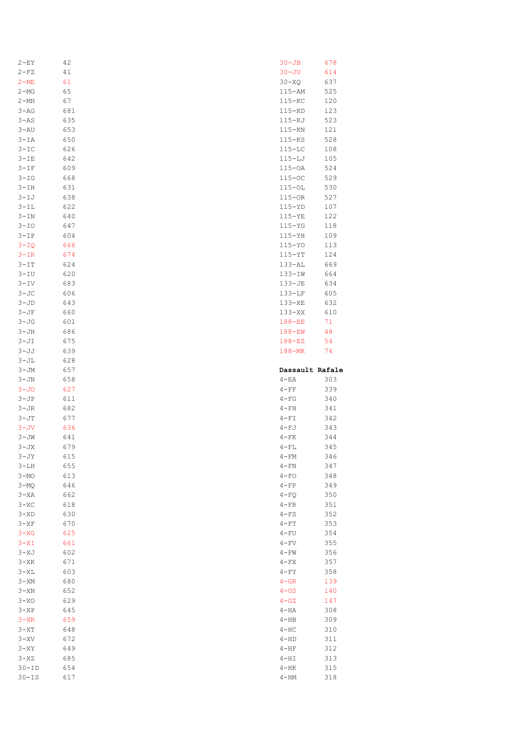| | |
|---|---|
| 2-EY | 42 |
| 2-FZ | 41 |
| 2-ME | 61 |
| 2-MG | 65 |
| 2-MH | 67 |
| 3-AG | 681 |
| 3-AS | 635 |
| 3-AU | 653 |
| 3-IA | 650 |
| 3-IC | 626 |
| 3-IE | 642 |
| 3-IF | 609 |
| 3-IG | 668 |
| 3-IH | 631 |
| 3-IJ | 638 |
| 3-IL | 622 |
| 3-IN | 640 |
| 3-IO | 647 |
| 3-IP | 604 |
| 3-IQ | 666 |
| 3-IR | 674 |
| 3-IT | 624 |
| 3-IU | 620 |
| 3-IV | 683 |
| 3-JC | 606 |
| 3-JD | 643 |
| 3-JF | 660 |
| 3-JG | 601 |
| 3-JH | 686 |
| 3-JI | 675 |
| 3-JJ | 639 |
| 3-JL | 628 |
| 3-JM | 657 |
| 3-JN | 658 |
| 3-JO | 627 |
| 3-JP | 611 |
| 3-JR | 682 |
| 3-JT | 677 |
| 3-JV | 636 |
| 3-JW | 641 |
| 3-JX | 679 |
| 3-JY | 615 |
| 3-LH | 655 |
| 3-MO | 613 |
| 3-MQ | 646 |
| 3-XA | 662 |
| 3-XC | 618 |
| 3-XD | 630 |
| 3-XF | 670 |
| 3-XG | 625 |
| 3-XI | 661 |
| 3-XJ | 602 |
| 3-XK | 671 |
| 3-XL | 603 |
| 3-XM | 680 |
| 3-XN | 652 |
| 3-XO | 629 |
| 3-XP | 645 |
| 3-XR | 659 |
| 3-XT | 648 |
| 3-XV | 672 |
| 3-XY | 649 |
| 3-XZ | 685 |
| 30-ID | 654 |
| 30-IS | 617 |
| 30-JB | 678 |
| 30-JU | 614 |
| 30-XQ | 637 |
| 115-AM | 525 |
| 115-KC | 120 |
| 115-KD | 123 |
| 115-KJ | 523 |
| 115-KN | 121 |
| 115-KS | 528 |
| 115-LC | 108 |
| 115-LJ | 105 |
| 115-OA | 524 |
| 115-OC | 529 |
| 115-OL | 530 |
| 115-OR | 527 |
| 115-YD | 107 |
| 115-YE | 122 |
| 115-YG | 118 |
| 115-YH | 109 |
| 115-YO | 113 |
| 115-YT | 124 |
| 133-AL | 669 |
| 133-IW | 664 |
| 133-JE | 634 |
| 133-LF | 605 |
| 133-XE | 632 |
| 133-XX | 610 |
| 188-EE | 71 |
| 188-EW | 48 |
| 188-EZ | 54 |
| 188-MK | 74 |

**Dassault Rafale**

| | |
|---|---|
| 4-EA | 303 |
| 4-FF | 339 |
| 4-FG | 340 |
| 4-FH | 341 |
| 4-FI | 342 |
| 4-FJ | 343 |
| 4-FK | 344 |
| 4-FL | 345 |
| 4-FM | 346 |
| 4-FN | 347 |
| 4-FO | 348 |
| 4-FP | 349 |
| 4-FQ | 350 |
| 4-FR | 351 |
| 4-FS | 352 |
| 4-FT | 353 |
| 4-FU | 354 |
| 4-FV | 355 |
| 4-FW | 356 |
| 4-FX | 357 |
| 4-FY | 358 |
| 4-GR | 139 |
| 4-GS | 140 |
| 4-GZ | 147 |
| 4-HA | 308 |
| 4-HB | 309 |
| 4-HC | 310 |
| 4-HD | 311 |
| 4-HF | 312 |
| 4-HI | 313 |
| 4-HK | 315 |
| 4-HM | 318 |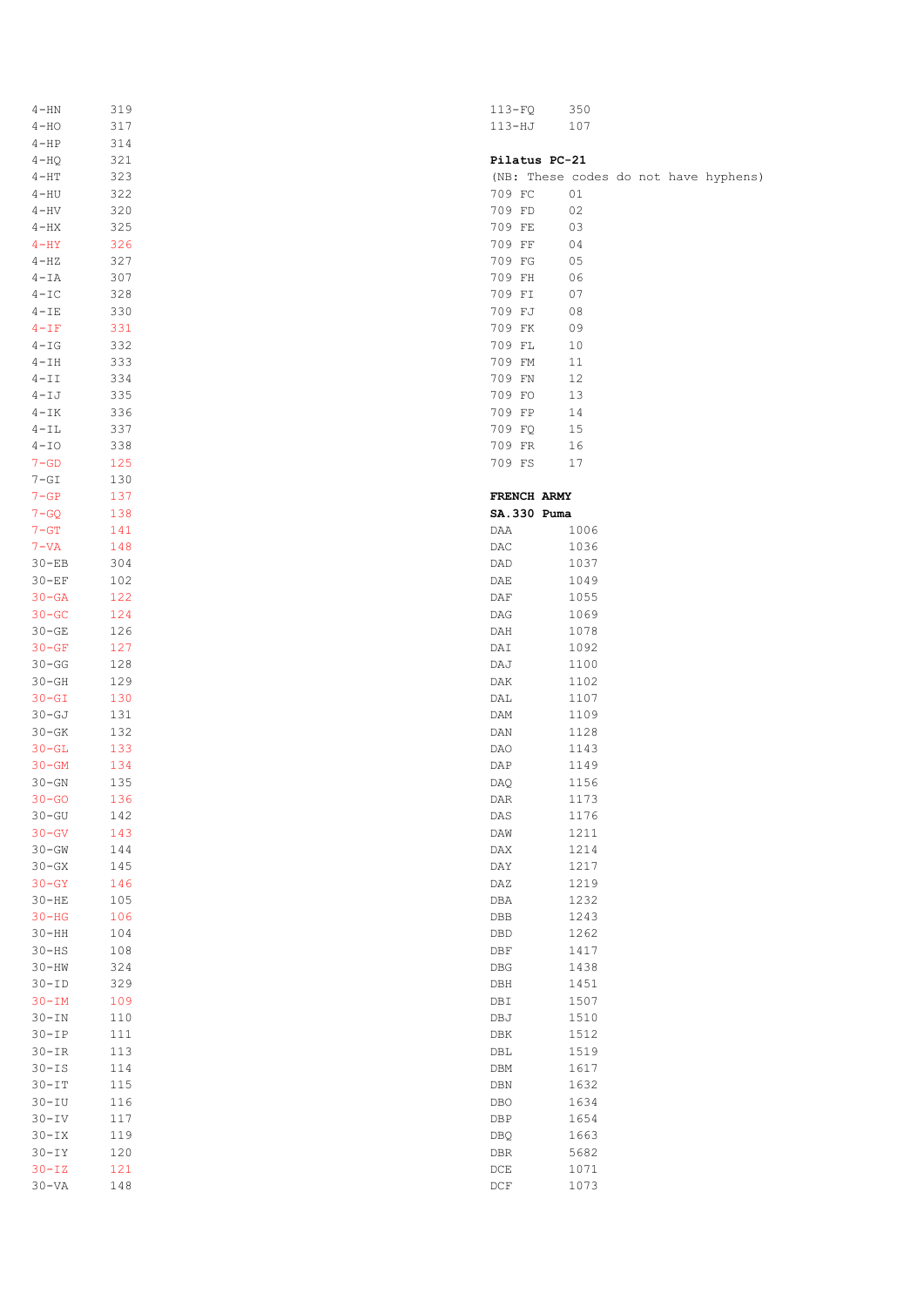| | |
|---|---|
| 4-HN | 319 |
| 4-HO | 317 |
| 4-HP | 314 |
| 4-HQ | 321 |
| 4-HT | 323 |
| 4-HU | 322 |
| 4-HV | 320 |
| 4-HX | 325 |
| 4-HY | 326 |
| 4-HZ | 327 |
| 4-IA | 307 |
| 4-IC | 328 |
| 4-IE | 330 |
| 4-IF | 331 |
| 4-IG | 332 |
| 4-IH | 333 |
| 4-II | 334 |
| 4-IJ | 335 |
| 4-IK | 336 |
| 4-IL | 337 |
| 4-IO | 338 |
| 7-GD | 125 |
| 7-GI | 130 |
| 7-GP | 137 |
| 7-GQ | 138 |
| 7-GT | 141 |
| 7-VA | 148 |
| 30-EB | 304 |
| 30-EF | 102 |
| 30-GA | 122 |
| 30-GC | 124 |
| 30-GE | 126 |
| 30-GF | 127 |
| 30-GG | 128 |
| 30-GH | 129 |
| 30-GI | 130 |
| 30-GJ | 131 |
| 30-GK | 132 |
| 30-GL | 133 |
| 30-GM | 134 |
| 30-GN | 135 |
| 30-GO | 136 |
| 30-GU | 142 |
| 30-GV | 143 |
| 30-GW | 144 |
| 30-GX | 145 |
| 30-GY | 146 |
| 30-HE | 105 |
| 30-HG | 106 |
| 30-HH | 104 |
| 30-HS | 108 |
| 30-HW | 324 |
| 30-ID | 329 |
| 30-IM | 109 |
| 30-IN | 110 |
| 30-IP | 111 |
| 30-IR | 113 |
| 30-IS | 114 |
| 30-IT | 115 |
| 30-IU | 116 |
| 30-IV | 117 |
| 30-IX | 119 |
| 30-IY | 120 |
| 30-IZ | 121 |
| 30-VA | 148 |
| 113-FQ | 350 |
| 113-HJ | 107 |

**Pilatus PC-21**

(NB: These codes do not have hyphens)

| | |
|---|---|
| 709 FC | 01 |
| 709 FD | 02 |
| 709 FE | 03 |
| 709 FF | 04 |
| 709 FG | 05 |
| 709 FH | 06 |
| 709 FI | 07 |
| 709 FJ | 08 |
| 709 FK | 09 |
| 709 FL | 10 |
| 709 FM | 11 |
| 709 FN | 12 |
| 709 FO | 13 |
| 709 FP | 14 |
| 709 FQ | 15 |
| 709 FR | 16 |
| 709 FS | 17 |

**FRENCH ARMY**

**SA.330 Puma**

| | |
|---|---|
| DAA | 1006 |
| DAC | 1036 |
| DAD | 1037 |
| DAE | 1049 |
| DAF | 1055 |
| DAG | 1069 |
| DAH | 1078 |
| DAI | 1092 |
| DAJ | 1100 |
| DAK | 1102 |
| DAL | 1107 |
| DAM | 1109 |
| DAN | 1128 |
| DAO | 1143 |
| DAP | 1149 |
| DAQ | 1156 |
| DAR | 1173 |
| DAS | 1176 |
| DAW | 1211 |
| DAX | 1214 |
| DAY | 1217 |
| DAZ | 1219 |
| DBA | 1232 |
| DBB | 1243 |
| DBD | 1262 |
| DBF | 1417 |
| DBG | 1438 |
| DBH | 1451 |
| DBI | 1507 |
| DBJ | 1510 |
| DBK | 1512 |
| DBL | 1519 |
| DBM | 1617 |
| DBN | 1632 |
| DBO | 1634 |
| DBP | 1654 |
| DBQ | 1663 |
| DBR | 5682 |
| DCE | 1071 |
| DCF | 1073 |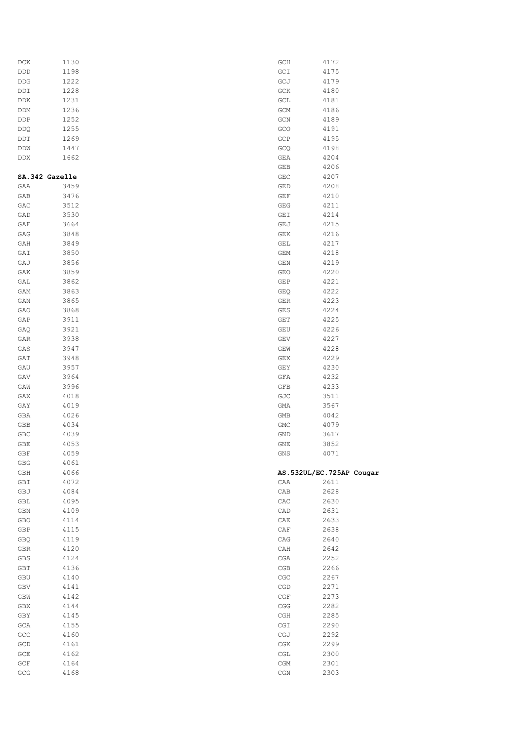| | |
|---|---|
| DCK | 1130 |
| DDD | 1198 |
| DDG | 1222 |
| DDI | 1228 |
| DDK | 1231 |
| DDM | 1236 |
| DDP | 1252 |
| DDQ | 1255 |
| DDT | 1269 |
| DDW | 1447 |
| DDX | 1662 |

**SA.342 Gazelle**

| | |
|---|---|
| GAA | 3459 |
| GAB | 3476 |
| GAC | 3512 |
| GAD | 3530 |
| GAF | 3664 |
| GAG | 3848 |
| GAH | 3849 |
| GAI | 3850 |
| GAJ | 3856 |
| GAK | 3859 |
| GAL | 3862 |
| GAM | 3863 |
| GAN | 3865 |
| GAO | 3868 |
| GAP | 3911 |
| GAQ | 3921 |
| GAR | 3938 |
| GAS | 3947 |
| GAT | 3948 |
| GAU | 3957 |
| GAV | 3964 |
| GAW | 3996 |
| GAX | 4018 |
| GAY | 4019 |
| GBA | 4026 |
| GBB | 4034 |
| GBC | 4039 |
| GBE | 4053 |
| GBF | 4059 |
| GBG | 4061 |
| GBH | 4066 |
| GBI | 4072 |
| GBJ | 4084 |
| GBL | 4095 |
| GBN | 4109 |
| GBO | 4114 |
| GBP | 4115 |
| GBQ | 4119 |
| GBR | 4120 |
| GBS | 4124 |
| GBT | 4136 |
| GBU | 4140 |
| GBV | 4141 |
| GBW | 4142 |
| GBX | 4144 |
| GBY | 4145 |
| GCA | 4155 |
| GCC | 4160 |
| GCD | 4161 |
| GCE | 4162 |
| GCF | 4164 |
| GCG | 4168 |
| GCH | 4172 |
| GCI | 4175 |
| GCJ | 4179 |
| GCK | 4180 |
| GCL | 4181 |
| GCM | 4186 |
| GCN | 4189 |
| GCO | 4191 |
| GCP | 4195 |
| GCQ | 4198 |
| GEA | 4204 |
| GEB | 4206 |
| GEC | 4207 |
| GED | 4208 |
| GEF | 4210 |
| GEG | 4211 |
| GEI | 4214 |
| GEJ | 4215 |
| GEK | 4216 |
| GEL | 4217 |
| GEM | 4218 |
| GEN | 4219 |
| GEO | 4220 |
| GEP | 4221 |
| GEQ | 4222 |
| GER | 4223 |
| GES | 4224 |
| GET | 4225 |
| GEU | 4226 |
| GEV | 4227 |
| GEW | 4228 |
| GEX | 4229 |
| GEY | 4230 |
| GFA | 4232 |
| GFB | 4233 |
| GJC | 3511 |
| GMA | 3567 |
| GMB | 4042 |
| GMC | 4079 |
| GND | 3617 |
| GNE | 3852 |
| GNS | 4071 |

**AS.532UL/EC.725AP Cougar**

| | |
|---|---|
| CAA | 2611 |
| CAB | 2628 |
| CAC | 2630 |
| CAD | 2631 |
| CAE | 2633 |
| CAF | 2638 |
| CAG | 2640 |
| CAH | 2642 |
| CGA | 2252 |
| CGB | 2266 |
| CGC | 2267 |
| CGD | 2271 |
| CGF | 2273 |
| CGG | 2282 |
| CGH | 2285 |
| CGI | 2290 |
| CGJ | 2292 |
| CGK | 2299 |
| CGL | 2300 |
| CGM | 2301 |
| CGN | 2303 |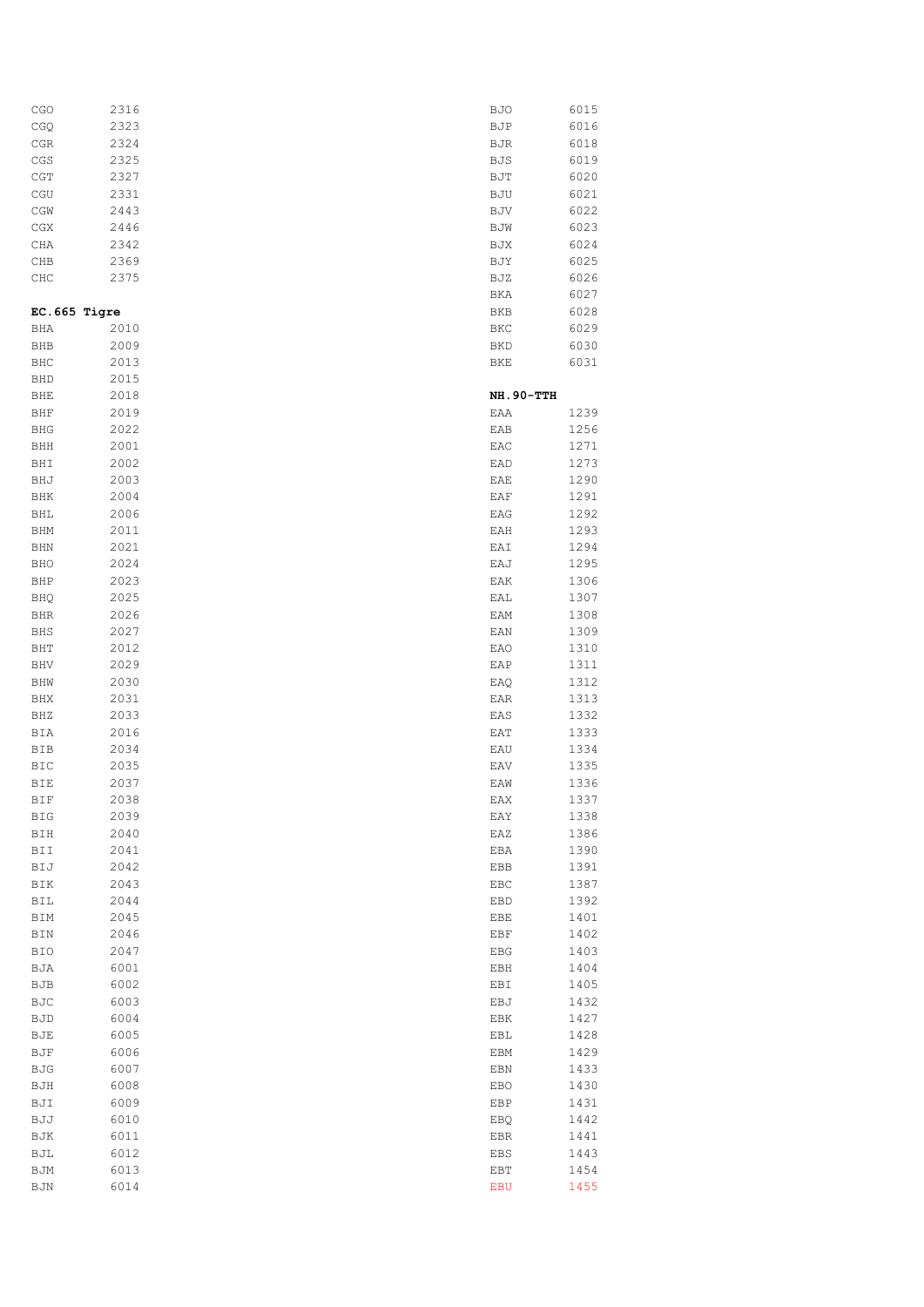| | |
|---|---|
| CGO | 2316 |
| CGQ | 2323 |
| CGR | 2324 |
| CGS | 2325 |
| CGT | 2327 |
| CGU | 2331 |
| CGW | 2443 |
| CGX | 2446 |
| CHA | 2342 |
| CHB | 2369 |
| CHC | 2375 |

**EC.665 Tigre**

| | |
|---|---|
| BHA | 2010 |
| BHB | 2009 |
| BHC | 2013 |
| BHD | 2015 |
| BHE | 2018 |
| BHF | 2019 |
| BHG | 2022 |
| BHH | 2001 |
| BHI | 2002 |
| BHJ | 2003 |
| BHK | 2004 |
| BHL | 2006 |
| BHM | 2011 |
| BHN | 2021 |
| BHO | 2024 |
| BHP | 2023 |
| BHQ | 2025 |
| BHR | 2026 |
| BHS | 2027 |
| BHT | 2012 |
| BHV | 2029 |
| BHW | 2030 |
| BHX | 2031 |
| BHZ | 2033 |
| BIA | 2016 |
| BIB | 2034 |
| BIC | 2035 |
| BIE | 2037 |
| BIF | 2038 |
| BIG | 2039 |
| BIH | 2040 |
| BII | 2041 |
| BIJ | 2042 |
| BIK | 2043 |
| BIL | 2044 |
| BIM | 2045 |
| BIN | 2046 |
| BIO | 2047 |
| BJA | 6001 |
| BJB | 6002 |
| BJC | 6003 |
| BJD | 6004 |
| BJE | 6005 |
| BJF | 6006 |
| BJG | 6007 |
| BJH | 6008 |
| BJI | 6009 |
| BJJ | 6010 |
| BJK | 6011 |
| BJL | 6012 |
| BJM | 6013 |
| BJN | 6014 |
| BJO | 6015 |
| BJP | 6016 |
| BJR | 6018 |
| BJS | 6019 |
| BJT | 6020 |
| BJU | 6021 |
| BJV | 6022 |
| BJW | 6023 |
| BJX | 6024 |
| BJY | 6025 |
| BJZ | 6026 |
| BKA | 6027 |
| BKB | 6028 |
| BKC | 6029 |
| BKD | 6030 |
| BKE | 6031 |

**NH.90-TTH**

| | |
|---|---|
| EAA | 1239 |
| EAB | 1256 |
| EAC | 1271 |
| EAD | 1273 |
| EAE | 1290 |
| EAF | 1291 |
| EAG | 1292 |
| EAH | 1293 |
| EAI | 1294 |
| EAJ | 1295 |
| EAK | 1306 |
| EAL | 1307 |
| EAM | 1308 |
| EAN | 1309 |
| EAO | 1310 |
| EAP | 1311 |
| EAQ | 1312 |
| EAR | 1313 |
| EAS | 1332 |
| EAT | 1333 |
| EAU | 1334 |
| EAV | 1335 |
| EAW | 1336 |
| EAX | 1337 |
| EAY | 1338 |
| EAZ | 1386 |
| EBA | 1390 |
| EBB | 1391 |
| EBC | 1387 |
| EBD | 1392 |
| EBE | 1401 |
| EBF | 1402 |
| EBG | 1403 |
| EBH | 1404 |
| EBI | 1405 |
| EBJ | 1432 |
| EBK | 1427 |
| EBL | 1428 |
| EBM | 1429 |
| EBN | 1433 |
| EBO | 1430 |
| EBP | 1431 |
| EBQ | 1442 |
| EBR | 1441 |
| EBS | 1443 |
| EBT | 1454 |
| EBU | 1455 |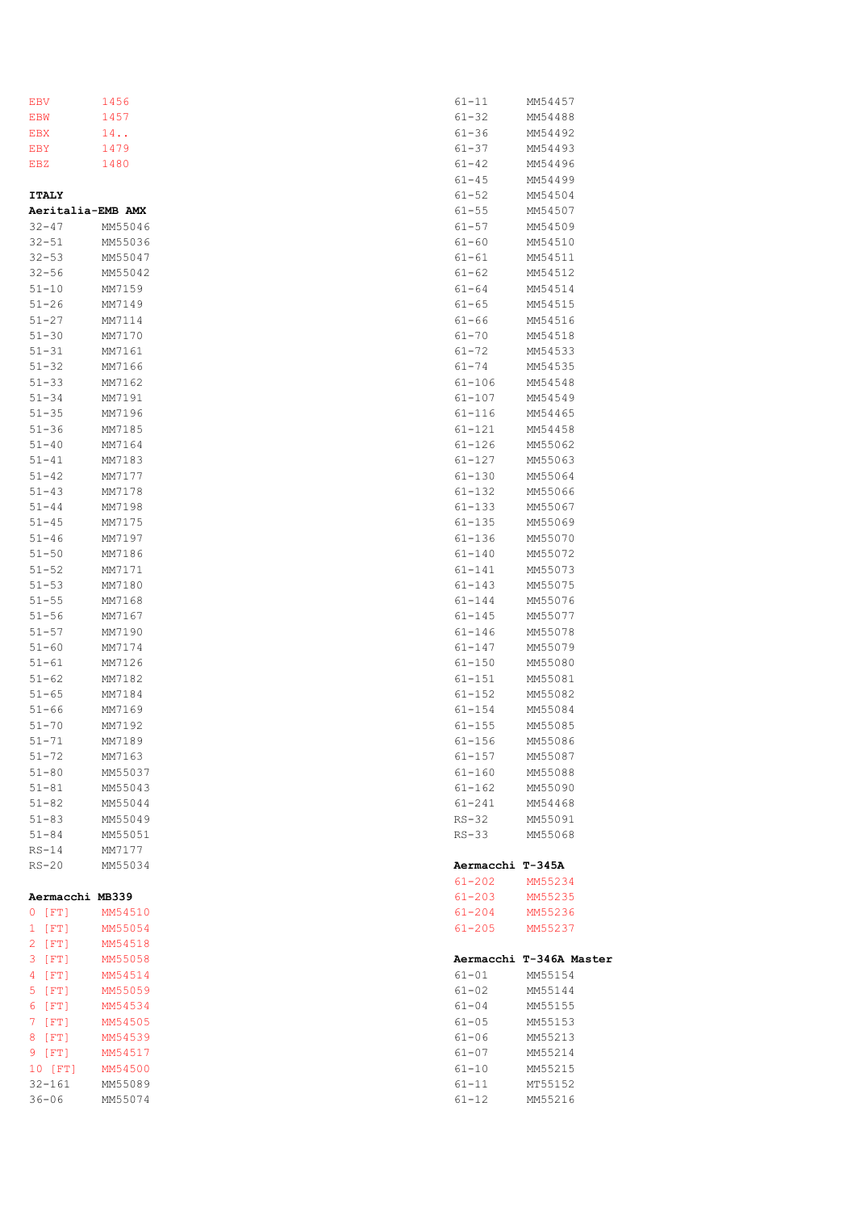EBV 1456
EBW 1457
EBX 14..
EBY 1479
EBZ 1480

**ITALY**

**Aeritalia-EMB AMX**

32-47 MM55046
32-51 MM55036
32-53 MM55047
32-56 MM55042
51-10 MM7159
51-26 MM7149
51-27 MM7114
51-30 MM7170
51-31 MM7161
51-32 MM7166
51-33 MM7162
51-34 MM7191
51-35 MM7196
51-36 MM7185
51-40 MM7164
51-41 MM7183
51-42 MM7177
51-43 MM7178
51-44 MM7198
51-45 MM7175
51-46 MM7197
51-50 MM7186
51-52 MM7171
51-53 MM7180
51-55 MM7168
51-56 MM7167
51-57 MM7190
51-60 MM7174
51-61 MM7126
51-62 MM7182
51-65 MM7184
51-66 MM7169
51-70 MM7192
51-71 MM7189
51-72 MM7163
51-80 MM55037
51-81 MM55043
51-82 MM55044
51-83 MM55049
51-84 MM55051
RS-14 MM7177
RS-20 MM55034

**Aermacchi MB339**

0 [FT] MM54510
1 [FT] MM55054
2 [FT] MM54518
3 [FT] MM55058
4 [FT] MM54514
5 [FT] MM55059
6 [FT] MM54534
7 [FT] MM54505
8 [FT] MM54539
9 [FT] MM54517
10 [FT] MM54500
32-161 MM55089
36-06 MM55074
61-11 MM54457
61-32 MM54488
61-36 MM54492
61-37 MM54493
61-42 MM54496
61-45 MM54499
61-52 MM54504
61-55 MM54507
61-57 MM54509
61-60 MM54510
61-61 MM54511
61-62 MM54512
61-64 MM54514
61-65 MM54515
61-66 MM54516
61-70 MM54518
61-72 MM54533
61-74 MM54535
61-106 MM54548
61-107 MM54549
61-116 MM54465
61-121 MM54458
61-126 MM55062
61-127 MM55063
61-130 MM55064
61-132 MM55066
61-133 MM55067
61-135 MM55069
61-136 MM55070
61-140 MM55072
61-141 MM55073
61-143 MM55075
61-144 MM55076
61-145 MM55077
61-146 MM55078
61-147 MM55079
61-150 MM55080
61-151 MM55081
61-152 MM55082
61-154 MM55084
61-155 MM55085
61-156 MM55086
61-157 MM55087
61-160 MM55088
61-162 MM55090
61-241 MM54468
RS-32 MM55091
RS-33 MM55068

**Aermacchi T-345A**

61-202 MM55234
61-203 MM55235
61-204 MM55236
61-205 MM55237

**Aermacchi T-346A Master**

61-01 MM55154
61-02 MM55144
61-04 MM55155
61-05 MM55153
61-06 MM55213
61-07 MM55214
61-10 MM55215
61-11 MT55152
61-12 MM55216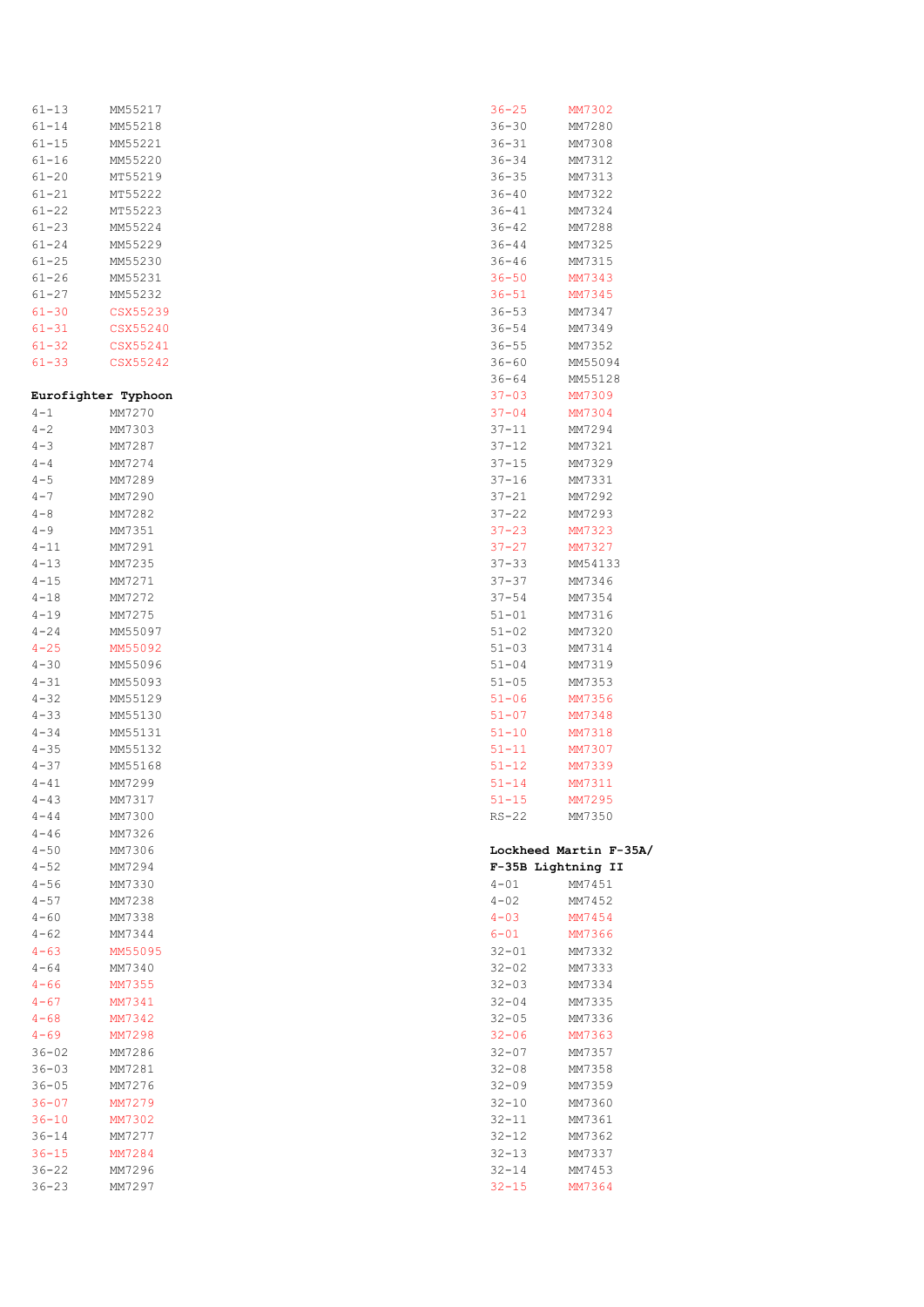61-13 MM55217
61-14 MM55218
61-15 MM55221
61-16 MM55220
61-20 MT55219
61-21 MT55222
61-22 MT55223
61-23 MM55224
61-24 MM55229
61-25 MM55230
61-26 MM55231
61-27 MM55232
61-30 CSX55239
61-31 CSX55240
61-32 CSX55241
61-33 CSX55242

**Eurofighter Typhoon**

4-1 MM7270
4-2 MM7303
4-3 MM7287
4-4 MM7274
4-5 MM7289
4-7 MM7290
4-8 MM7282
4-9 MM7351
4-11 MM7291
4-13 MM7235
4-15 MM7271
4-18 MM7272
4-19 MM7275
4-24 MM55097
4-25 MM55092
4-30 MM55096
4-31 MM55093
4-32 MM55129
4-33 MM55130
4-34 MM55131
4-35 MM55132
4-37 MM55168
4-41 MM7299
4-43 MM7317
4-44 MM7300
4-46 MM7326
4-50 MM7306
4-52 MM7294
4-56 MM7330
4-57 MM7238
4-60 MM7338
4-62 MM7344
4-63 MM55095
4-64 MM7340
4-66 MM7355
4-67 MM7341
4-68 MM7342
4-69 MM7298
36-02 MM7286
36-03 MM7281
36-05 MM7276
36-07 MM7279
36-10 MM7302
36-14 MM7277
36-15 MM7284
36-22 MM7296
36-23 MM7297
36-25 MM7302
36-30 MM7280
36-31 MM7308
36-34 MM7312
36-35 MM7313
36-40 MM7322
36-41 MM7324
36-42 MM7288
36-44 MM7325
36-46 MM7315
36-50 MM7343
36-51 MM7345
36-53 MM7347
36-54 MM7349
36-55 MM7352
36-60 MM55094
36-64 MM55128
37-03 MM7309
37-04 MM7304
37-11 MM7294
37-12 MM7321
37-15 MM7329
37-16 MM7331
37-21 MM7292
37-22 MM7293
37-23 MM7323
37-27 MM7327
37-33 MM54133
37-37 MM7346
37-54 MM7354
51-01 MM7316
51-02 MM7320
51-03 MM7314
51-04 MM7319
51-05 MM7353
51-06 MM7356
51-07 MM7348
51-10 MM7318
51-11 MM7307
51-12 MM7339
51-14 MM7311
51-15 MM7295
RS-22 MM7350

**Lockheed Martin F-35A/ F-35B Lightning II**

4-01 MM7451
4-02 MM7452
4-03 MM7454
6-01 MM7366
32-01 MM7332
32-02 MM7333
32-03 MM7334
32-04 MM7335
32-05 MM7336
32-06 MM7363
32-07 MM7357
32-08 MM7358
32-09 MM7359
32-10 MM7360
32-11 MM7361
32-12 MM7362
32-13 MM7337
32-14 MM7453
32-15 MM7364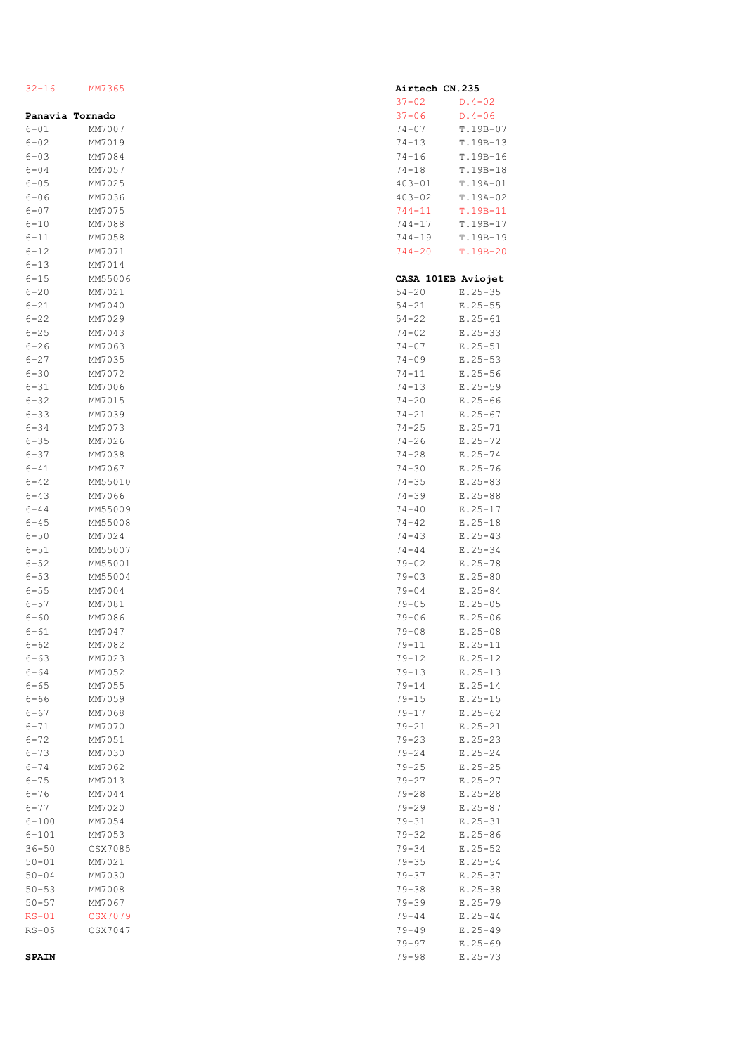32-16 MM7365

**Panavia Tornado**

6-01 MM7007
6-02 MM7019
6-03 MM7084
6-04 MM7057
6-05 MM7025
6-06 MM7036
6-07 MM7075
6-10 MM7088
6-11 MM7058
6-12 MM7071
6-13 MM7014
6-15 MM55006
6-20 MM7021
6-21 MM7040
6-22 MM7029
6-25 MM7043
6-26 MM7063
6-27 MM7035
6-30 MM7072
6-31 MM7006
6-32 MM7015
6-33 MM7039
6-34 MM7073
6-35 MM7026
6-37 MM7038
6-41 MM7067
6-42 MM55010
6-43 MM7066
6-44 MM55009
6-45 MM55008
6-50 MM7024
6-51 MM55007
6-52 MM55001
6-53 MM55004
6-55 MM7004
6-57 MM7081
6-60 MM7086
6-61 MM7047
6-62 MM7082
6-63 MM7023
6-64 MM7052
6-65 MM7055
6-66 MM7059
6-67 MM7068
6-71 MM7070
6-72 MM7051
6-73 MM7030
6-74 MM7062
6-75 MM7013
6-76 MM7044
6-77 MM7020
6-100 MM7054
6-101 MM7053
36-50 CSX7085
50-01 MM7021
50-04 MM7030
50-53 MM7008
50-57 MM7067
RS-01 CSX7079
RS-05 CSX7047

**SPAIN**

**Airtech CN.235**

37-02 D.4-02
37-06 D.4-06
74-07 T.19B-07
74-13 T.19B-13
74-16 T.19B-16
74-18 T.19B-18
403-01 T.19A-01
403-02 T.19A-02
744-11 T.19B-11
744-17 T.19B-17
744-19 T.19B-19
744-20 T.19B-20

**CASA 101EB Aviojet**

54-20 E.25-35
54-21 E.25-55
54-22 E.25-61
74-02 E.25-33
74-07 E.25-51
74-09 E.25-53
74-11 E.25-56
74-13 E.25-59
74-20 E.25-66
74-21 E.25-67
74-25 E.25-71
74-26 E.25-72
74-28 E.25-74
74-30 E.25-76
74-35 E.25-83
74-39 E.25-88
74-40 E.25-17
74-42 E.25-18
74-43 E.25-43
74-44 E.25-34
79-02 E.25-78
79-03 E.25-80
79-04 E.25-84
79-05 E.25-05
79-06 E.25-06
79-08 E.25-08
79-11 E.25-11
79-12 E.25-12
79-13 E.25-13
79-14 E.25-14
79-15 E.25-15
79-17 E.25-62
79-21 E.25-21
79-23 E.25-23
79-24 E.25-24
79-25 E.25-25
79-27 E.25-27
79-28 E.25-28
79-29 E.25-87
79-31 E.25-31
79-32 E.25-86
79-34 E.25-52
79-35 E.25-54
79-37 E.25-37
79-38 E.25-38
79-39 E.25-79
79-44 E.25-44
79-49 E.25-49
79-97 E.25-69
79-98 E.25-73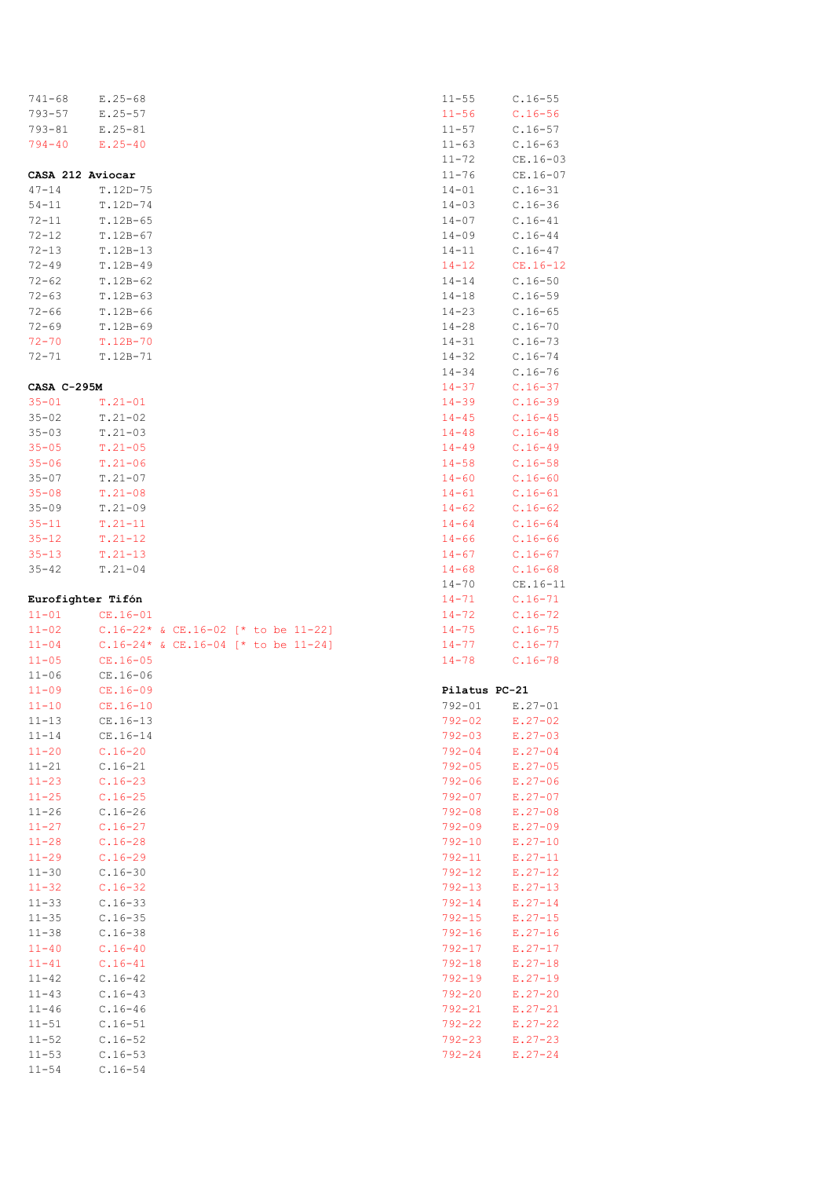741-68 E.25-68
793-57 E.25-57
793-81 E.25-81
794-40 E.25-40

**CASA 212 Aviocar**

47-14 T.12D-75
54-11 T.12D-74
72-11 T.12B-65
72-12 T.12B-67
72-13 T.12B-13
72-49 T.12B-49
72-62 T.12B-62
72-63 T.12B-63
72-66 T.12B-66
72-69 T.12B-69
72-70 T.12B-70
72-71 T.12B-71

**CASA C-295M**

35-01 T.21-01
35-02 T.21-02
35-03 T.21-03
35-05 T.21-05
35-06 T.21-06
35-07 T.21-07
35-08 T.21-08
35-09 T.21-09
35-11 T.21-11
35-12 T.21-12
35-13 T.21-13
35-42 T.21-04

**Eurofighter Tifón**

11-01 CE.16-01
11-02 C.16-22* & CE.16-02 [* to be 11-22]
11-04 C.16-24* & CE.16-04 [* to be 11-24]
11-05 CE.16-05
11-06 CE.16-06
11-09 CE.16-09
11-10 CE.16-10
11-13 CE.16-13
11-14 CE.16-14
11-20 C.16-20
11-21 C.16-21
11-23 C.16-23
11-25 C.16-25
11-26 C.16-26
11-27 C.16-27
11-28 C.16-28
11-29 C.16-29
11-30 C.16-30
11-32 C.16-32
11-33 C.16-33
11-35 C.16-35
11-38 C.16-38
11-40 C.16-40
11-41 C.16-41
11-42 C.16-42
11-43 C.16-43
11-46 C.16-46
11-51 C.16-51
11-52 C.16-52
11-53 C.16-53
11-54 C.16-54
11-55 C.16-55
11-56 C.16-56
11-57 C.16-57
11-63 C.16-63
11-72 CE.16-03
11-76 CE.16-07
14-01 C.16-31
14-03 C.16-36
14-07 C.16-41
14-09 C.16-44
14-11 C.16-47
14-12 CE.16-12
14-14 C.16-50
14-18 C.16-59
14-23 C.16-65
14-28 C.16-70
14-31 C.16-73
14-32 C.16-74
14-34 C.16-76
14-37 C.16-37
14-39 C.16-39
14-45 C.16-45
14-48 C.16-48
14-49 C.16-49
14-58 C.16-58
14-60 C.16-60
14-61 C.16-61
14-62 C.16-62
14-64 C.16-64
14-66 C.16-66
14-67 C.16-67
14-68 C.16-68
14-70 CE.16-11
14-71 C.16-71
14-72 C.16-72
14-75 C.16-75
14-77 C.16-77
14-78 C.16-78

**Pilatus PC-21**

792-01 E.27-01
792-02 E.27-02
792-03 E.27-03
792-04 E.27-04
792-05 E.27-05
792-06 E.27-06
792-07 E.27-07
792-08 E.27-08
792-09 E.27-09
792-10 E.27-10
792-11 E.27-11
792-12 E.27-12
792-13 E.27-13
792-14 E.27-14
792-15 E.27-15
792-16 E.27-16
792-17 E.27-17
792-18 E.27-18
792-19 E.27-19
792-20 E.27-20
792-21 E.27-21
792-22 E.27-22
792-23 E.27-23
792-24 E.27-24